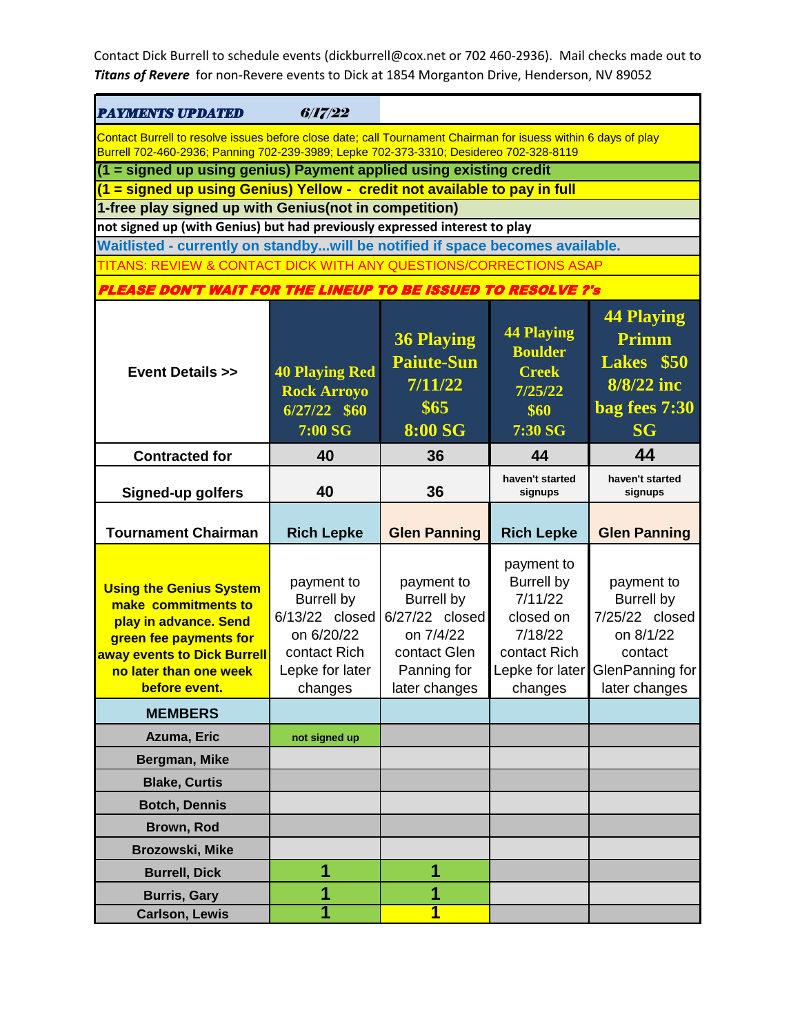Contact Dick Burrell to schedule events (dickburrell@cox.net or 702 460-2936). Mail checks made out to ***Titans of Revere*** for non-Revere events to Dick at 1854 Morganton Drive, Henderson, NV 89052

***PAYMENTS UPDATED*** ***6/17/22***

Contact Burrell to resolve issues before close date; call Tournament Chairman for isuess within 6 days of play
Burrell 702-460-2936; Panning 702-239-3989; Lepke 702-373-3310; Desidereo 702-328-8119

**(1 = signed up using genius) Payment applied using existing credit**

**(1 = signed up using Genius) Yellow - credit not available to pay in full**

**1-free play signed up with Genius(not in competition)**

**not signed up (with Genius) but had previously expressed interest to play**

**Waitlisted - currently on standby...will be notified if space becomes available.**

TITANS: REVIEW & CONTACT DICK WITH ANY QUESTIONS/CORRECTIONS ASAP

***PLEASE DON'T WAIT FOR THE LINEUP TO BE ISSUED TO RESOLVE ?'s***

| Event Details >> | 40 Playing Red Rock Arroyo 6/27/22 $60 7:00 SG | 36 Playing Paiute-Sun 7/11/22 $65 8:00 SG | 44 Playing Boulder Creek 7/25/22 $60 7:30 SG | 44 Playing Primm Lakes $50 8/8/22 inc bag fees 7:30 SG |
|---|---|---|---|---|
| Contracted for | 40 | 36 | 44 | 44 |
| Signed-up golfers | 40 | 36 | haven't started signups | haven't started signups |
| Tournament Chairman | Rich Lepke | Glen Panning | Rich Lepke | Glen Panning |
| Using the Genius System make commitments to play in advance. Send green fee payments for away events to Dick Burrell no later than one week before event. | payment to Burrell by 6/13/22 closed on 6/20/22 contact Rich Lepke for later changes | payment to Burrell by 6/27/22 closed on 7/4/22 contact Glen Panning for later changes | payment to Burrell by 7/11/22 closed on 7/18/22 contact Rich Lepke for later changes | payment to Burrell by 7/25/22 closed on 8/1/22 contact GlenPanning for later changes |
| **MEMBERS** | | | | |
| Azuma, Eric | not signed up | | | |
| Bergman, Mike | | | | |
| Blake, Curtis | | | | |
| Botch, Dennis | | | | |
| Brown, Rod | | | | |
| Brozowski, Mike | | | | |
| Burrell, Dick | 1 | 1 | | |
| Burris, Gary | 1 | 1 | | |
| Carlson, Lewis | 1 | 1 | | |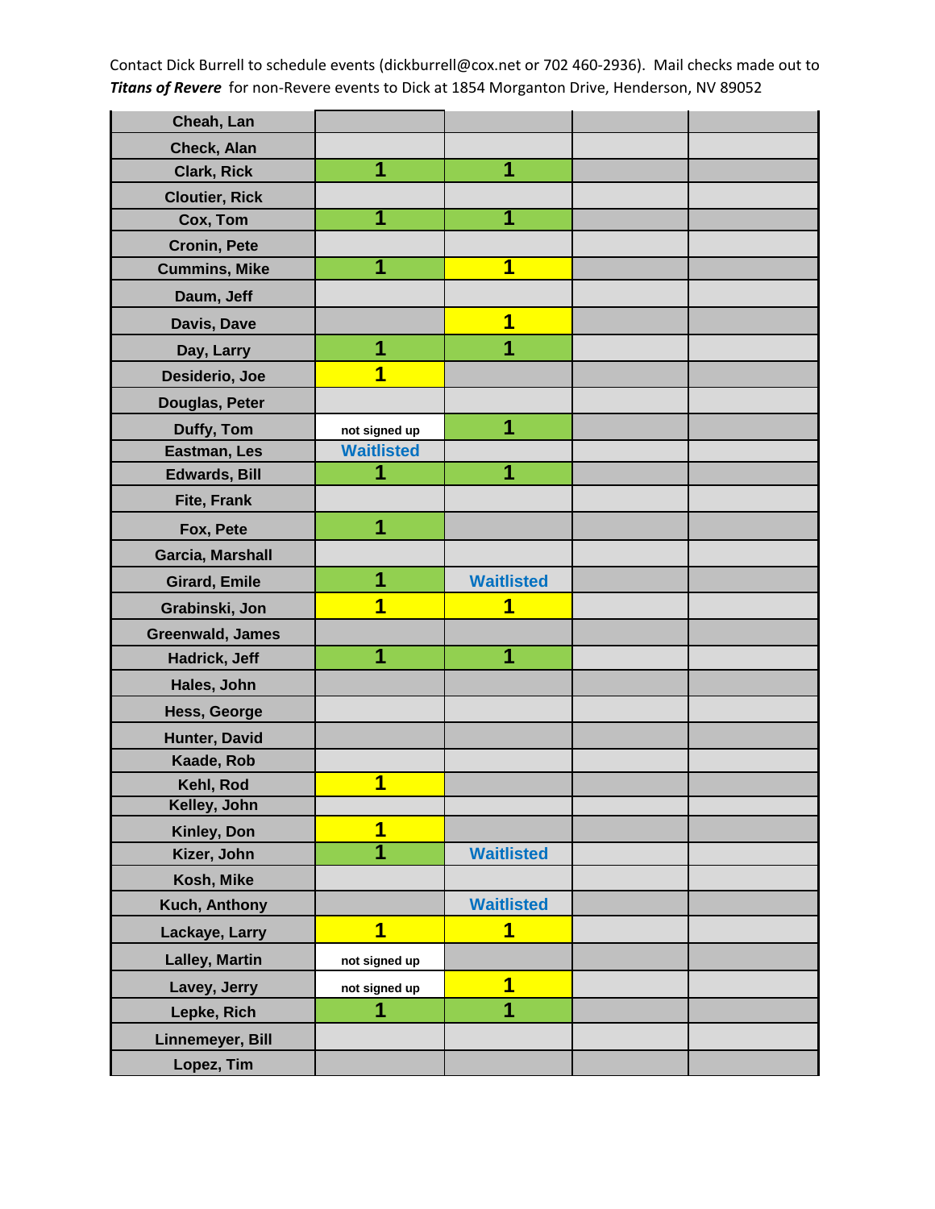Contact Dick Burrell to schedule events (dickburrell@cox.net or 702 460-2936). Mail checks made out to ***Titans of Revere*** for non-Revere events to Dick at 1854 Morganton Drive, Henderson, NV 89052

| | | | | |
|---|---|---|---|---|
| Cheah, Lan | | | | |
| Check, Alan | | | | |
| Clark, Rick | 1 | 1 | | |
| Cloutier, Rick | | | | |
| Cox, Tom | 1 | 1 | | |
| Cronin, Pete | | | | |
| Cummins, Mike | 1 | 1 | | |
| Daum, Jeff | | | | |
| Davis, Dave | | 1 | | |
| Day, Larry | 1 | 1 | | |
| Desiderio, Joe | 1 | | | |
| Douglas, Peter | | | | |
| Duffy, Tom | not signed up | 1 | | |
| Eastman, Les | Waitlisted | | | |
| Edwards, Bill | 1 | 1 | | |
| Fite, Frank | | | | |
| Fox, Pete | 1 | | | |
| Garcia, Marshall | | | | |
| Girard, Emile | 1 | Waitlisted | | |
| Grabinski, Jon | 1 | 1 | | |
| Greenwald, James | | | | |
| Hadrick, Jeff | 1 | 1 | | |
| Hales, John | | | | |
| Hess, George | | | | |
| Hunter, David | | | | |
| Kaade, Rob | | | | |
| Kehl, Rod | 1 | | | |
| Kelley, John | | | | |
| Kinley, Don | 1 | | | |
| Kizer, John | 1 | Waitlisted | | |
| Kosh, Mike | | | | |
| Kuch, Anthony | | Waitlisted | | |
| Lackaye, Larry | 1 | 1 | | |
| Lalley, Martin | not signed up | | | |
| Lavey, Jerry | not signed up | 1 | | |
| Lepke, Rich | 1 | 1 | | |
| Linnemeyer, Bill | | | | |
| Lopez, Tim | | | | |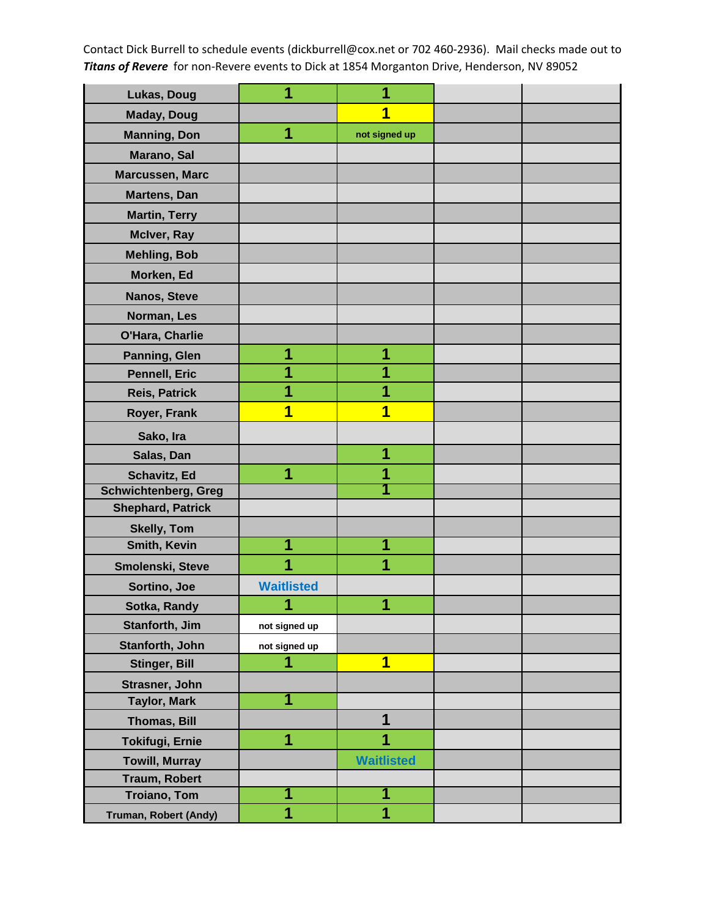Contact Dick Burrell to schedule events (dickburrell@cox.net or 702 460-2936). Mail checks made out to ***Titans of Revere*** for non-Revere events to Dick at 1854 Morganton Drive, Henderson, NV 89052

| | | | | |
|---|---|---|---|---|
| Lukas, Doug | 1 | 1 | | |
| Maday, Doug | | 1 | | |
| Manning, Don | 1 | not signed up | | |
| Marano, Sal | | | | |
| Marcussen, Marc | | | | |
| Martens, Dan | | | | |
| Martin, Terry | | | | |
| McIver, Ray | | | | |
| Mehling, Bob | | | | |
| Morken, Ed | | | | |
| Nanos, Steve | | | | |
| Norman, Les | | | | |
| O'Hara, Charlie | | | | |
| Panning, Glen | 1 | 1 | | |
| Pennell, Eric | 1 | 1 | | |
| Reis, Patrick | 1 | 1 | | |
| Royer, Frank | 1 | 1 | | |
| Sako, Ira | | | | |
| Salas, Dan | | 1 | | |
| Schavitz, Ed | 1 | 1 | | |
| Schwichtenberg, Greg | | 1 | | |
| Shephard, Patrick | | | | |
| Skelly, Tom | | | | |
| Smith, Kevin | 1 | 1 | | |
| Smolenski, Steve | 1 | 1 | | |
| Sortino, Joe | Waitlisted | | | |
| Sotka, Randy | 1 | 1 | | |
| Stanforth, Jim | not signed up | | | |
| Stanforth, John | not signed up | | | |
| Stinger, Bill | 1 | 1 | | |
| Strasner, John | | | | |
| Taylor, Mark | 1 | | | |
| Thomas, Bill | | 1 | | |
| Tokifugi, Ernie | 1 | 1 | | |
| Towill, Murray | | Waitlisted | | |
| Traum, Robert | | | | |
| Troiano, Tom | 1 | 1 | | |
| Truman, Robert (Andy) | 1 | 1 | | |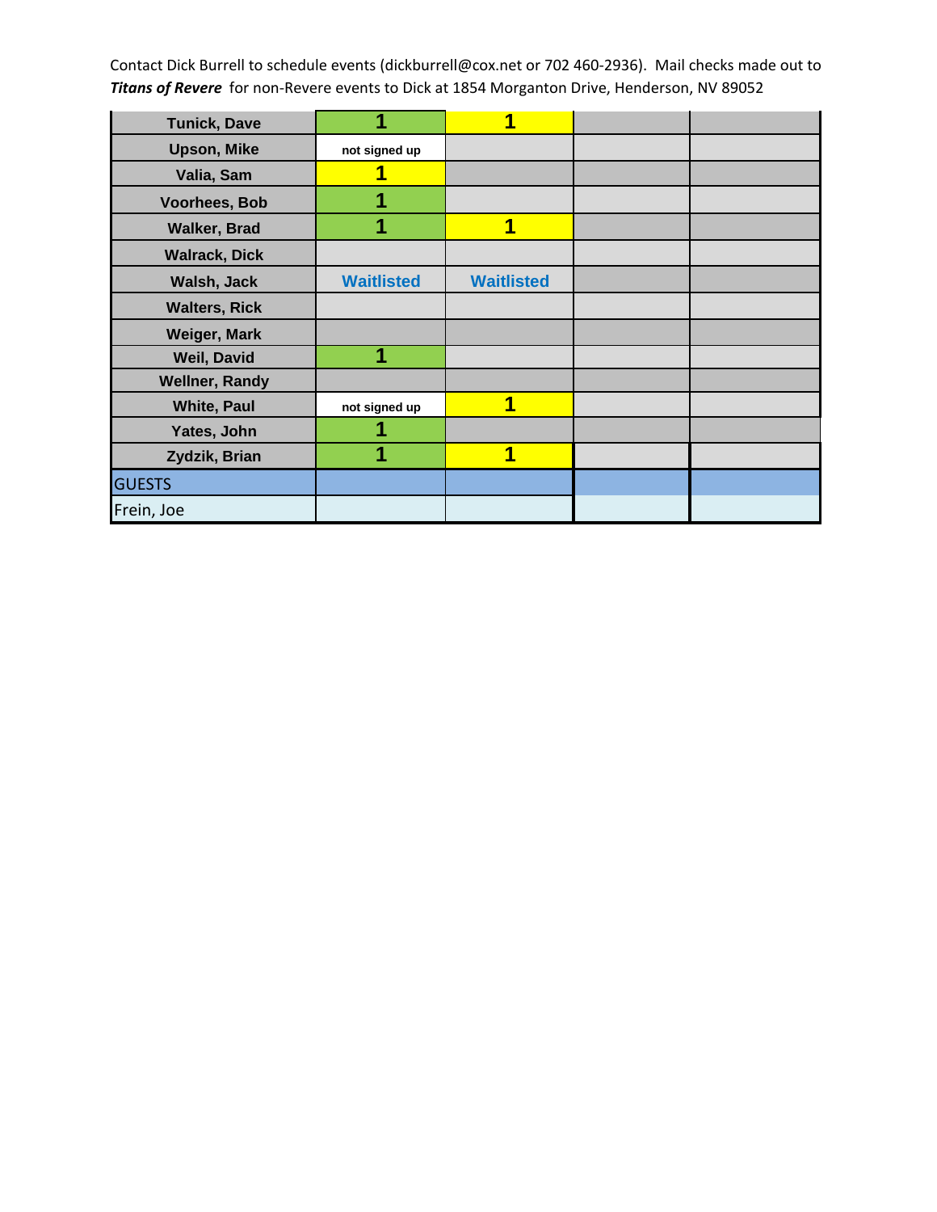Contact Dick Burrell to schedule events (dickburrell@cox.net or 702 460-2936). Mail checks made out to ***Titans of Revere*** for non-Revere events to Dick at 1854 Morganton Drive, Henderson, NV 89052

| | | | | |
|---|---|---|---|---|
| **Tunick, Dave** | **1** | **1** | | |
| **Upson, Mike** | not signed up | | | |
| **Valia, Sam** | **1** | | | |
| **Voorhees, Bob** | **1** | | | |
| **Walker, Brad** | **1** | **1** | | |
| **Walrack, Dick** | | | | |
| **Walsh, Jack** | **Waitlisted** | **Waitlisted** | | |
| **Walters, Rick** | | | | |
| **Weiger, Mark** | | | | |
| **Weil, David** | **1** | | | |
| **Wellner, Randy** | | | | |
| **White, Paul** | not signed up | **1** | | |
| **Yates, John** | **1** | | | |
| **Zydzik, Brian** | **1** | **1** | | |
| GUESTS | | | | |
| Frein, Joe | | | | |